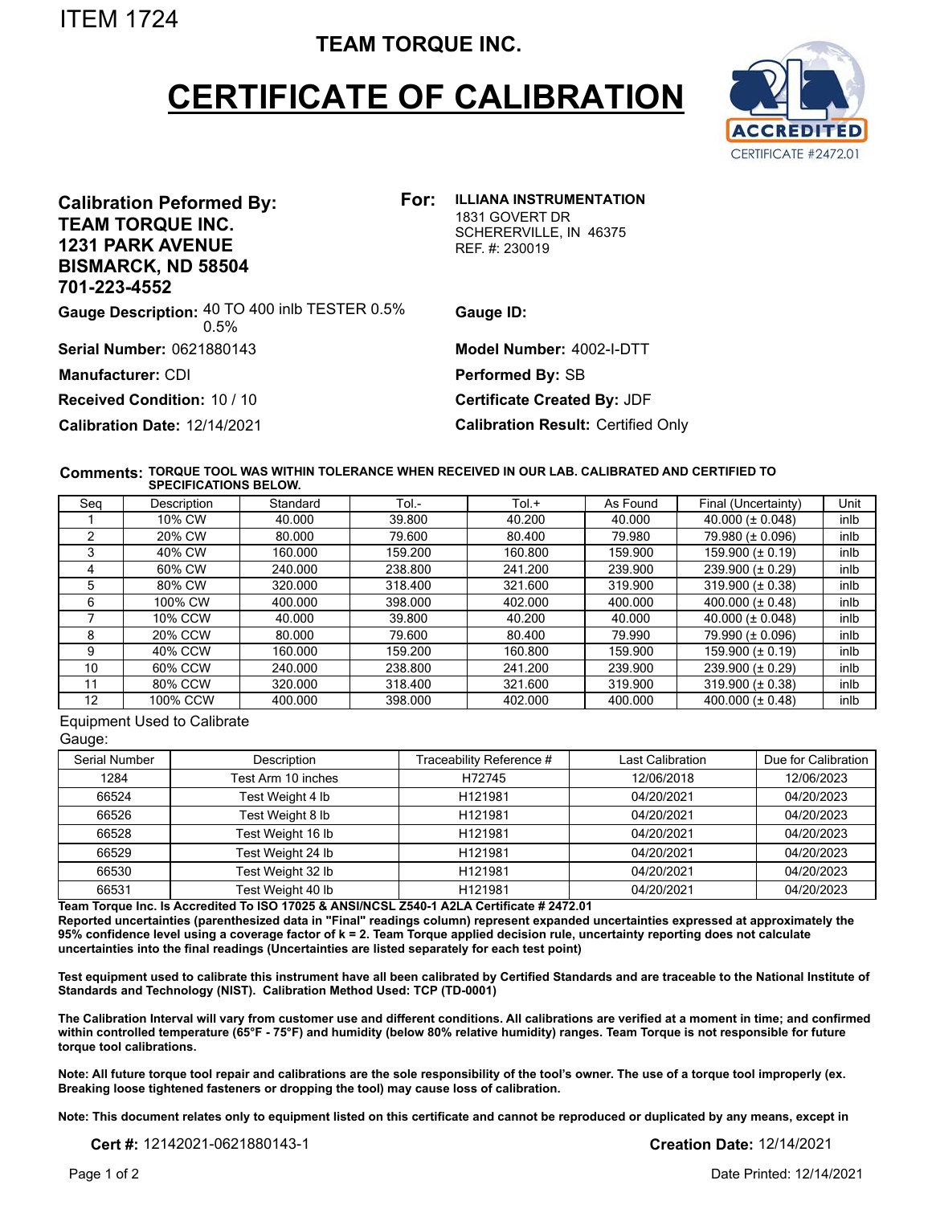ITEM 1724

**TEAM TORQUE INC.**

# CERTIFICATE OF CALIBRATION

ACCREDITED
CERTIFICATE #2472.01

**Calibration Peformed By:**
**TEAM TORQUE INC.**
**1231 PARK AVENUE**
**BISMARCK, ND 58504**
**701-223-4552**

**For:** **ILLIANA INSTRUMENTATION**
1831 GOVERT DR
SCHERERVILLE, IN 46375
REF. #: 230019

**Gauge Description:** 40 TO 400 inlb TESTER 0.5% 0.5%

**Gauge ID:**

**Serial Number:** 0621880143

**Model Number:** 4002-I-DTT

**Manufacturer:** CDI

**Performed By:** SB

**Received Condition:** 10 / 10

**Certificate Created By:** JDF

**Calibration Date:** 12/14/2021

**Calibration Result:** Certified Only

**Comments:** **TORQUE TOOL WAS WITHIN TOLERANCE WHEN RECEIVED IN OUR LAB. CALIBRATED AND CERTIFIED TO SPECIFICATIONS BELOW.**

| Seq | Description | Standard | Tol.- | Tol.+ | As Found | Final (Uncertainty) | Unit |
|---|---|---|---|---|---|---|---|
| 1 | 10% CW | 40.000 | 39.800 | 40.200 | 40.000 | 40.000 (± 0.048) | inlb |
| 2 | 20% CW | 80.000 | 79.600 | 80.400 | 79.980 | 79.980 (± 0.096) | inlb |
| 3 | 40% CW | 160.000 | 159.200 | 160.800 | 159.900 | 159.900 (± 0.19) | inlb |
| 4 | 60% CW | 240.000 | 238.800 | 241.200 | 239.900 | 239.900 (± 0.29) | inlb |
| 5 | 80% CW | 320.000 | 318.400 | 321.600 | 319.900 | 319.900 (± 0.38) | inlb |
| 6 | 100% CW | 400.000 | 398.000 | 402.000 | 400.000 | 400.000 (± 0.48) | inlb |
| 7 | 10% CCW | 40.000 | 39.800 | 40.200 | 40.000 | 40.000 (± 0.048) | inlb |
| 8 | 20% CCW | 80.000 | 79.600 | 80.400 | 79.990 | 79.990 (± 0.096) | inlb |
| 9 | 40% CCW | 160.000 | 159.200 | 160.800 | 159.900 | 159.900 (± 0.19) | inlb |
| 10 | 60% CCW | 240.000 | 238.800 | 241.200 | 239.900 | 239.900 (± 0.29) | inlb |
| 11 | 80% CCW | 320.000 | 318.400 | 321.600 | 319.900 | 319.900 (± 0.38) | inlb |
| 12 | 100% CCW | 400.000 | 398.000 | 402.000 | 400.000 | 400.000 (± 0.48) | inlb |

Equipment Used to Calibrate Gauge:

| Serial Number | Description | Traceability Reference # | Last Calibration | Due for Calibration |
|---|---|---|---|---|
| 1284 | Test Arm 10 inches | H72745 | 12/06/2018 | 12/06/2023 |
| 66524 | Test Weight 4 lb | H121981 | 04/20/2021 | 04/20/2023 |
| 66526 | Test Weight 8 lb | H121981 | 04/20/2021 | 04/20/2023 |
| 66528 | Test Weight 16 lb | H121981 | 04/20/2021 | 04/20/2023 |
| 66529 | Test Weight 24 lb | H121981 | 04/20/2021 | 04/20/2023 |
| 66530 | Test Weight 32 lb | H121981 | 04/20/2021 | 04/20/2023 |
| 66531 | Test Weight 40 lb | H121981 | 04/20/2021 | 04/20/2023 |

**Team Torque Inc. Is Accredited To ISO 17025 & ANSI/NCSL Z540-1 A2LA Certificate # 2472.01**
**Reported uncertainties (parenthesized data in "Final" readings column) represent expanded uncertainties expressed at approximately the 95% confidence level using a coverage factor of k = 2. Team Torque applied decision rule, uncertainty reporting does not calculate uncertainties into the final readings (Uncertainties are listed separately for each test point)**

**Test equipment used to calibrate this instrument have all been calibrated by Certified Standards and are traceable to the National Institute of Standards and Technology (NIST). Calibration Method Used: TCP (TD-0001)**

**The Calibration Interval will vary from customer use and different conditions. All calibrations are verified at a moment in time; and confirmed within controlled temperature (65°F - 75°F) and humidity (below 80% relative humidity) ranges. Team Torque is not responsible for future torque tool calibrations.**

**Note: All future torque tool repair and calibrations are the sole responsibility of the tool's owner. The use of a torque tool improperly (ex. Breaking loose tightened fasteners or dropping the tool) may cause loss of calibration.**

**Note: This document relates only to equipment listed on this certificate and cannot be reproduced or duplicated by any means, except in**

**Cert #:** 12142021-0621880143-1

**Creation Date:** 12/14/2021

Date Printed: 12/14/2021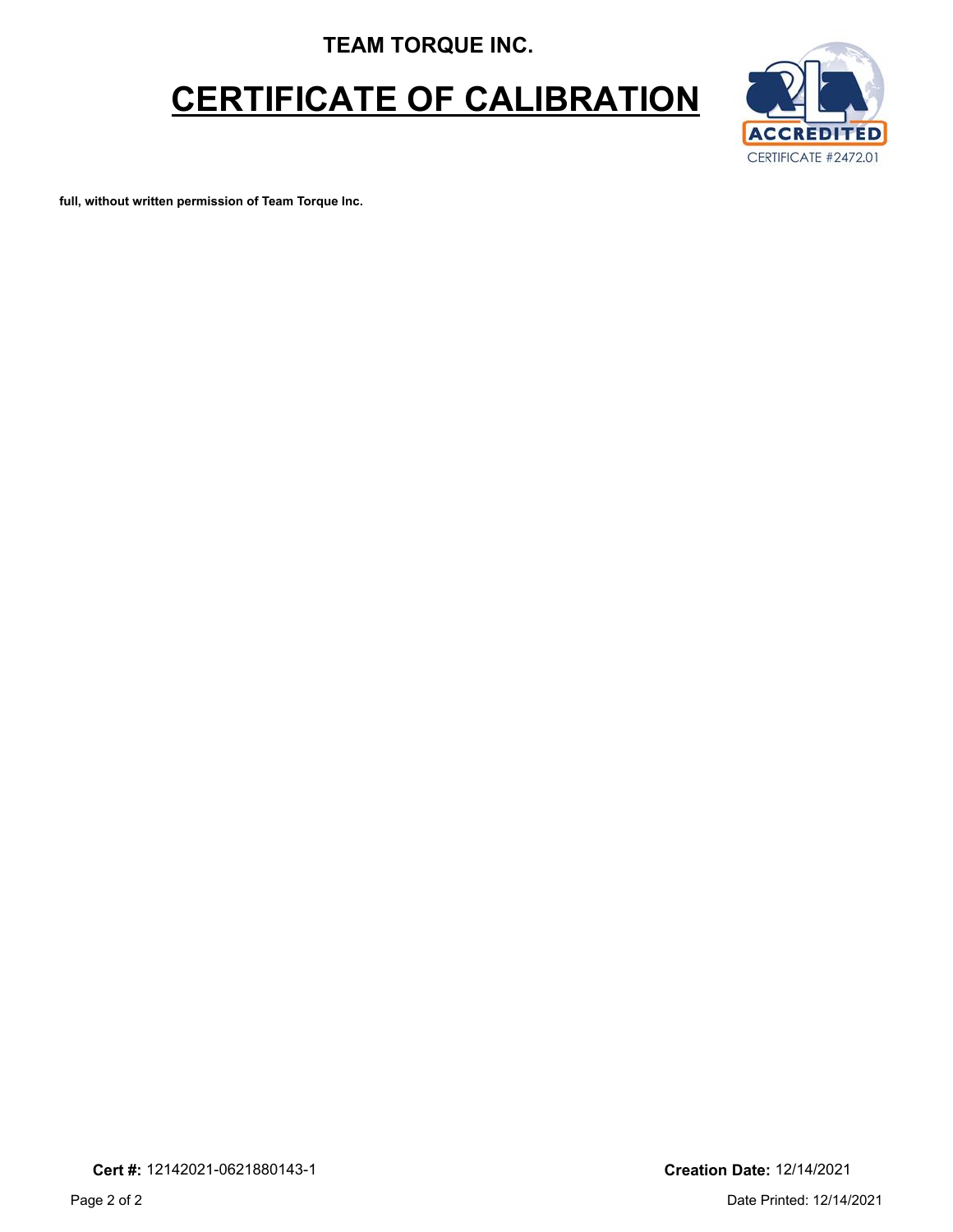**TEAM TORQUE INC.**

# CERTIFICATE OF CALIBRATION

ACCREDITED

CERTIFICATE #2472.01

**full, without written permission of Team Torque Inc.**

**Cert #:** 12142021-0621880143-1

**Creation Date:** 12/14/2021

Date Printed: 12/14/2021